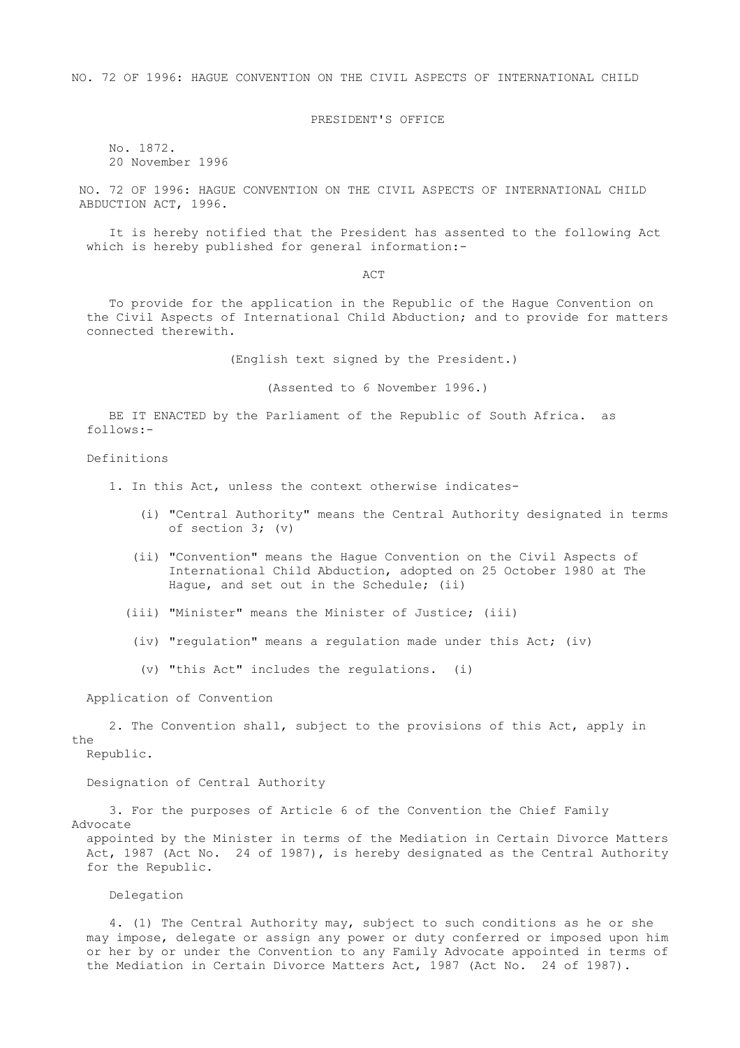NO. 72 OF 1996: HAGUE CONVENTION ON THE CIVIL ASPECTS OF INTERNATIONAL CHILD

PRESIDENT'S OFFICE

No. 1872.
20 November 1996

NO. 72 OF 1996: HAGUE CONVENTION ON THE CIVIL ASPECTS OF INTERNATIONAL CHILD ABDUCTION ACT, 1996.

It is hereby notified that the President has assented to the following Act which is hereby published for general information:-

ACT

To provide for the application in the Republic of the Hague Convention on the Civil Aspects of International Child Abduction; and to provide for matters connected therewith.

(English text signed by the President.)

(Assented to 6 November 1996.)

BE IT ENACTED by the Parliament of the Republic of South Africa. as follows:-

## Definitions

1. In this Act, unless the context otherwise indicates-

(i) "Central Authority" means the Central Authority designated in terms of section 3; (v)

(ii) "Convention" means the Hague Convention on the Civil Aspects of International Child Abduction, adopted on 25 October 1980 at The Hague, and set out in the Schedule; (ii)

(iii) "Minister" means the Minister of Justice; (iii)

(iv) "regulation" means a regulation made under this Act; (iv)

(v) "this Act" includes the regulations. (i)

## Application of Convention

2. The Convention shall, subject to the provisions of this Act, apply in the Republic.

## Designation of Central Authority

3. For the purposes of Article 6 of the Convention the Chief Family Advocate appointed by the Minister in terms of the Mediation in Certain Divorce Matters Act, 1987 (Act No. 24 of 1987), is hereby designated as the Central Authority for the Republic.

## Delegation

4. (1) The Central Authority may, subject to such conditions as he or she may impose, delegate or assign any power or duty conferred or imposed upon him or her by or under the Convention to any Family Advocate appointed in terms of the Mediation in Certain Divorce Matters Act, 1987 (Act No. 24 of 1987).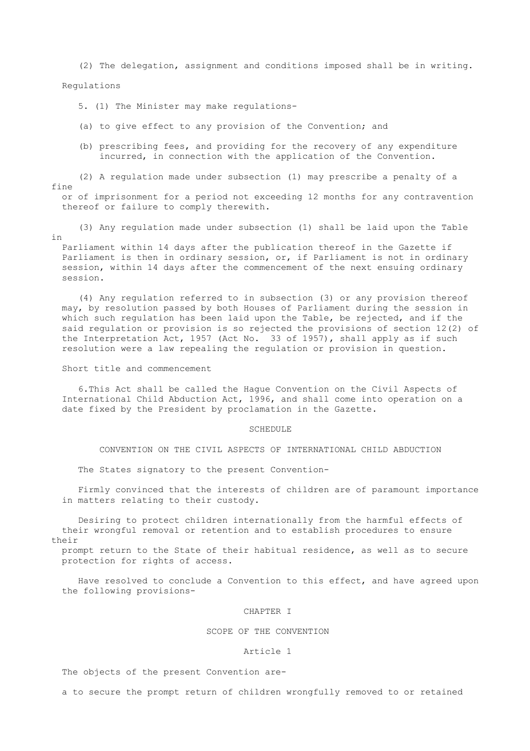(2) The delegation, assignment and conditions imposed shall be in writing.

Regulations

5. (1) The Minister may make regulations-

(a) to give effect to any provision of the Convention; and

(b) prescribing fees, and providing for the recovery of any expenditure incurred, in connection with the application of the Convention.

(2) A regulation made under subsection (1) may prescribe a penalty of a fine or of imprisonment for a period not exceeding 12 months for any contravention thereof or failure to comply therewith.

(3) Any regulation made under subsection (1) shall be laid upon the Table in Parliament within 14 days after the publication thereof in the Gazette if Parliament is then in ordinary session, or, if Parliament is not in ordinary session, within 14 days after the commencement of the next ensuing ordinary session.

(4) Any regulation referred to in subsection (3) or any provision thereof may, by resolution passed by both Houses of Parliament during the session in which such regulation has been laid upon the Table, be rejected, and if the said regulation or provision is so rejected the provisions of section 12(2) of the Interpretation Act, 1957 (Act No. 33 of 1957), shall apply as if such resolution were a law repealing the regulation or provision in question.

Short title and commencement

6. This Act shall be called the Hague Convention on the Civil Aspects of International Child Abduction Act, 1996, and shall come into operation on a date fixed by the President by proclamation in the Gazette.

## SCHEDULE

## CONVENTION ON THE CIVIL ASPECTS OF INTERNATIONAL CHILD ABDUCTION

The States signatory to the present Convention-

Firmly convinced that the interests of children are of paramount importance in matters relating to their custody.

Desiring to protect children internationally from the harmful effects of their wrongful removal or retention and to establish procedures to ensure their prompt return to the State of their habitual residence, as well as to secure protection for rights of access.

Have resolved to conclude a Convention to this effect, and have agreed upon the following provisions-

### CHAPTER I

### SCOPE OF THE CONVENTION

#### Article 1

The objects of the present Convention are-

a to secure the prompt return of children wrongfully removed to or retained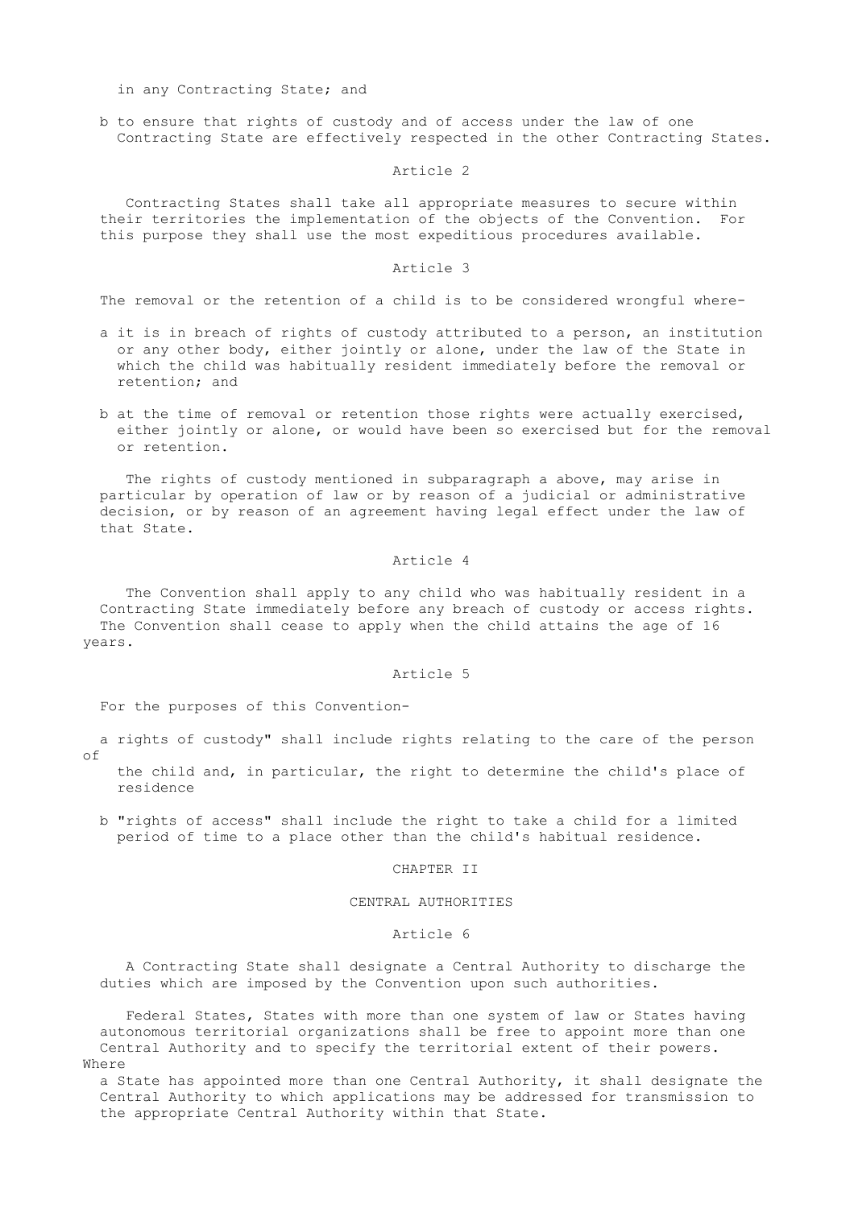in any Contracting State; and

b to ensure that rights of custody and of access under the law of one Contracting State are effectively respected in the other Contracting States.

## Article 2

Contracting States shall take all appropriate measures to secure within their territories the implementation of the objects of the Convention. For this purpose they shall use the most expeditious procedures available.

## Article 3

The removal or the retention of a child is to be considered wrongful where-

a it is in breach of rights of custody attributed to a person, an institution or any other body, either jointly or alone, under the law of the State in which the child was habitually resident immediately before the removal or retention; and

b at the time of removal or retention those rights were actually exercised, either jointly or alone, or would have been so exercised but for the removal or retention.

The rights of custody mentioned in subparagraph a above, may arise in particular by operation of law or by reason of a judicial or administrative decision, or by reason of an agreement having legal effect under the law of that State.

## Article 4

The Convention shall apply to any child who was habitually resident in a Contracting State immediately before any breach of custody or access rights. The Convention shall cease to apply when the child attains the age of 16 years.

## Article 5

For the purposes of this Convention-

a rights of custody" shall include rights relating to the care of the person of the child and, in particular, the right to determine the child's place of residence

b "rights of access" shall include the right to take a child for a limited period of time to a place other than the child's habitual residence.

# CHAPTER II

# CENTRAL AUTHORITIES

## Article 6

A Contracting State shall designate a Central Authority to discharge the duties which are imposed by the Convention upon such authorities.

Federal States, States with more than one system of law or States having autonomous territorial organizations shall be free to appoint more than one Central Authority and to specify the territorial extent of their powers. Where a State has appointed more than one Central Authority, it shall designate the Central Authority to which applications may be addressed for transmission to the appropriate Central Authority within that State.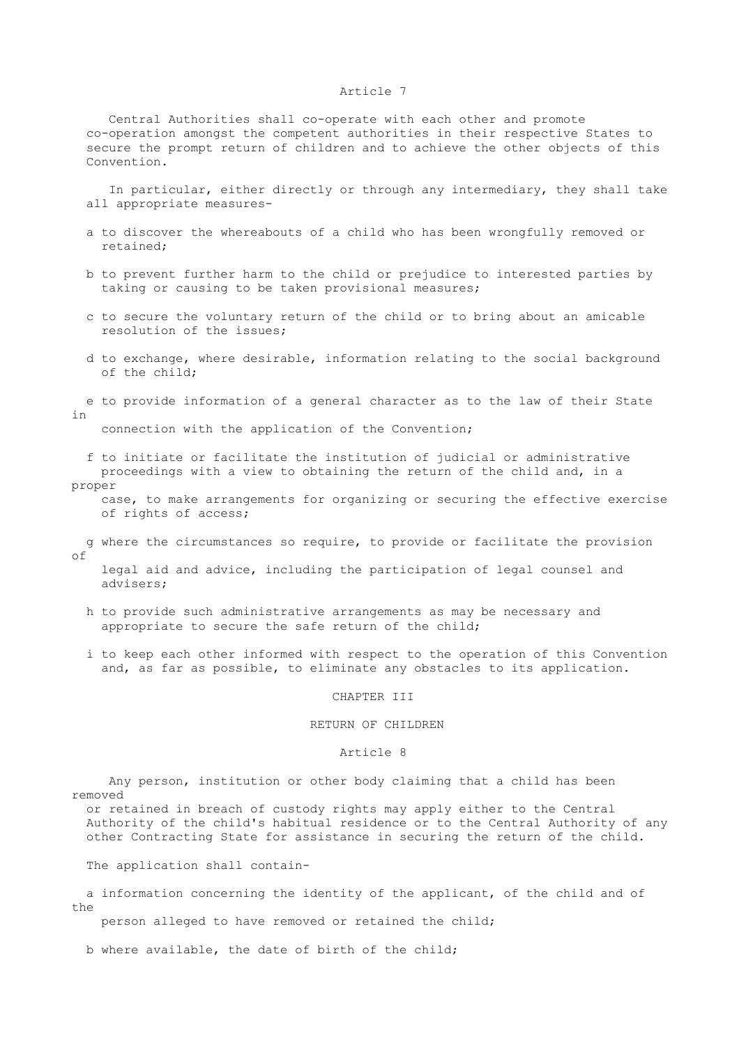### Article 7

Central Authorities shall co-operate with each other and promote co-operation amongst the competent authorities in their respective States to secure the prompt return of children and to achieve the other objects of this Convention.

In particular, either directly or through any intermediary, they shall take all appropriate measures-

a to discover the whereabouts of a child who has been wrongfully removed or retained;

b to prevent further harm to the child or prejudice to interested parties by taking or causing to be taken provisional measures;

c to secure the voluntary return of the child or to bring about an amicable resolution of the issues;

d to exchange, where desirable, information relating to the social background of the child;

e to provide information of a general character as to the law of their State in connection with the application of the Convention;

f to initiate or facilitate the institution of judicial or administrative proceedings with a view to obtaining the return of the child and, in a proper case, to make arrangements for organizing or securing the effective exercise of rights of access;

g where the circumstances so require, to provide or facilitate the provision of legal aid and advice, including the participation of legal counsel and advisers;

h to provide such administrative arrangements as may be necessary and appropriate to secure the safe return of the child;

i to keep each other informed with respect to the operation of this Convention and, as far as possible, to eliminate any obstacles to its application.

## CHAPTER III

## RETURN OF CHILDREN

### Article 8

Any person, institution or other body claiming that a child has been removed or retained in breach of custody rights may apply either to the Central Authority of the child's habitual residence or to the Central Authority of any other Contracting State for assistance in securing the return of the child.

The application shall contain-

a information concerning the identity of the applicant, of the child and of the person alleged to have removed or retained the child;

b where available, the date of birth of the child;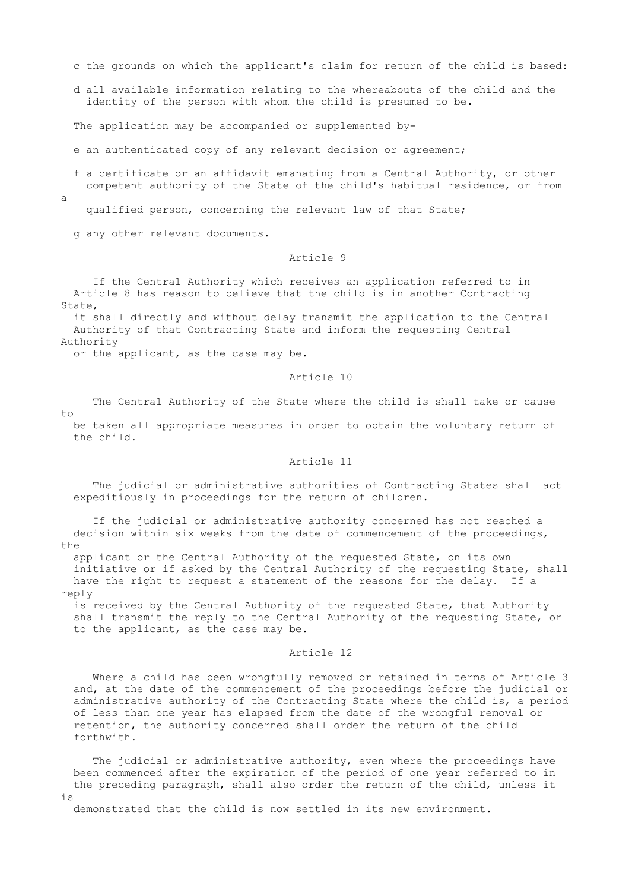c the grounds on which the applicant's claim for return of the child is based:

d all available information relating to the whereabouts of the child and the identity of the person with whom the child is presumed to be.

The application may be accompanied or supplemented by-

e an authenticated copy of any relevant decision or agreement;

f a certificate or an affidavit emanating from a Central Authority, or other competent authority of the State of the child's habitual residence, or from a qualified person, concerning the relevant law of that State;

g any other relevant documents.

### Article 9

If the Central Authority which receives an application referred to in Article 8 has reason to believe that the child is in another Contracting State, it shall directly and without delay transmit the application to the Central Authority of that Contracting State and inform the requesting Central Authority or the applicant, as the case may be.

### Article 10

The Central Authority of the State where the child is shall take or cause to be taken all appropriate measures in order to obtain the voluntary return of the child.

### Article 11

The judicial or administrative authorities of Contracting States shall act expeditiously in proceedings for the return of children.

If the judicial or administrative authority concerned has not reached a decision within six weeks from the date of commencement of the proceedings, the applicant or the Central Authority of the requested State, on its own initiative or if asked by the Central Authority of the requesting State, shall have the right to request a statement of the reasons for the delay. If a reply is received by the Central Authority of the requested State, that Authority shall transmit the reply to the Central Authority of the requesting State, or to the applicant, as the case may be.

### Article 12

Where a child has been wrongfully removed or retained in terms of Article 3 and, at the date of the commencement of the proceedings before the judicial or administrative authority of the Contracting State where the child is, a period of less than one year has elapsed from the date of the wrongful removal or retention, the authority concerned shall order the return of the child forthwith.

The judicial or administrative authority, even where the proceedings have been commenced after the expiration of the period of one year referred to in the preceding paragraph, shall also order the return of the child, unless it is demonstrated that the child is now settled in its new environment.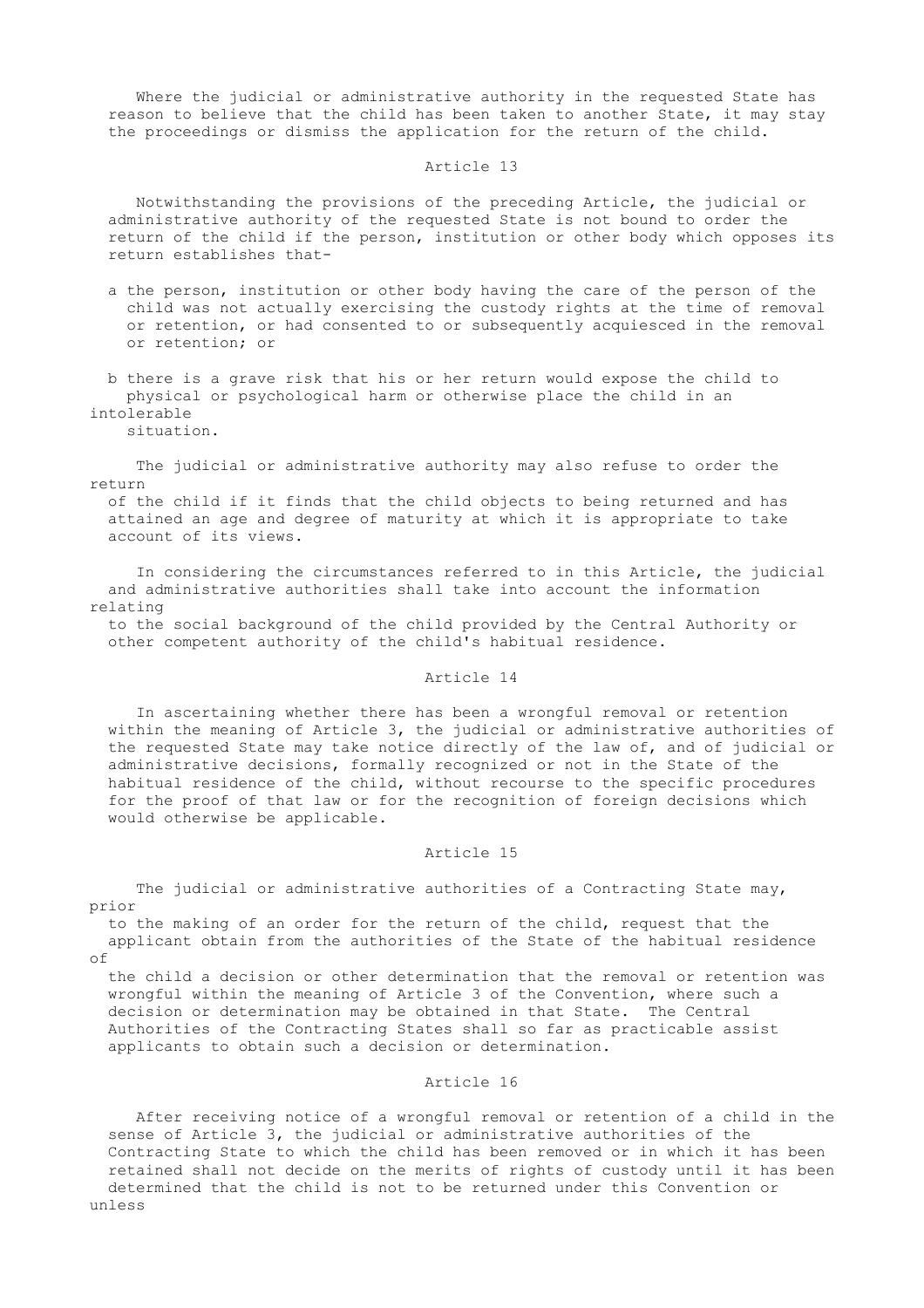Where the judicial or administrative authority in the requested State has reason to believe that the child has been taken to another State, it may stay the proceedings or dismiss the application for the return of the child.

## Article 13

Notwithstanding the provisions of the preceding Article, the judicial or administrative authority of the requested State is not bound to order the return of the child if the person, institution or other body which opposes its return establishes that-

a the person, institution or other body having the care of the person of the child was not actually exercising the custody rights at the time of removal or retention, or had consented to or subsequently acquiesced in the removal or retention; or

b there is a grave risk that his or her return would expose the child to physical or psychological harm or otherwise place the child in an intolerable situation.

The judicial or administrative authority may also refuse to order the return of the child if it finds that the child objects to being returned and has attained an age and degree of maturity at which it is appropriate to take account of its views.

In considering the circumstances referred to in this Article, the judicial and administrative authorities shall take into account the information relating to the social background of the child provided by the Central Authority or other competent authority of the child's habitual residence.

## Article 14

In ascertaining whether there has been a wrongful removal or retention within the meaning of Article 3, the judicial or administrative authorities of the requested State may take notice directly of the law of, and of judicial or administrative decisions, formally recognized or not in the State of the habitual residence of the child, without recourse to the specific procedures for the proof of that law or for the recognition of foreign decisions which would otherwise be applicable.

## Article 15

The judicial or administrative authorities of a Contracting State may, prior to the making of an order for the return of the child, request that the applicant obtain from the authorities of the State of the habitual residence of the child a decision or other determination that the removal or retention was wrongful within the meaning of Article 3 of the Convention, where such a decision or determination may be obtained in that State. The Central Authorities of the Contracting States shall so far as practicable assist applicants to obtain such a decision or determination.

## Article 16

After receiving notice of a wrongful removal or retention of a child in the sense of Article 3, the judicial or administrative authorities of the Contracting State to which the child has been removed or in which it has been retained shall not decide on the merits of rights of custody until it has been determined that the child is not to be returned under this Convention or unless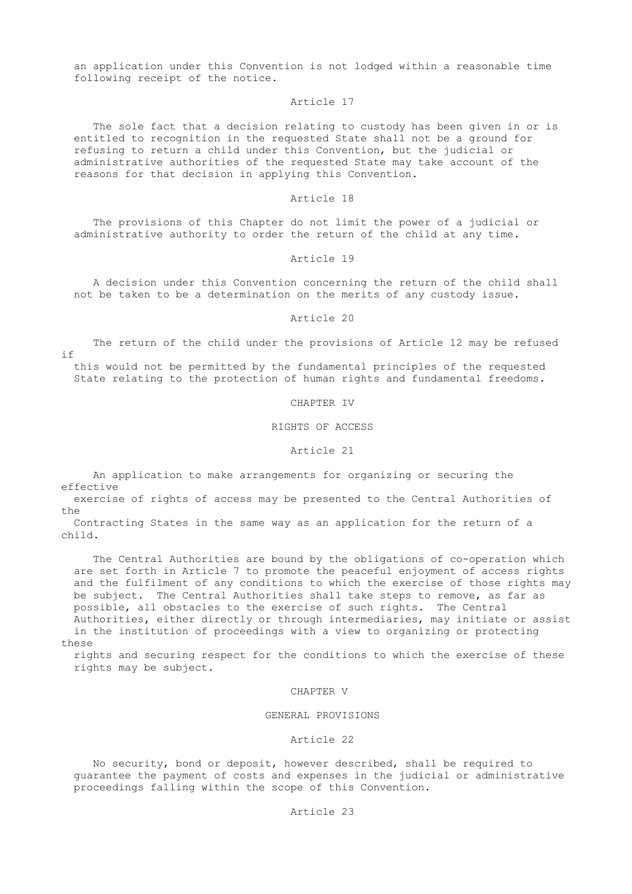an application under this Convention is not lodged within a reasonable time following receipt of the notice.

### Article 17

The sole fact that a decision relating to custody has been given in or is entitled to recognition in the requested State shall not be a ground for refusing to return a child under this Convention, but the judicial or administrative authorities of the requested State may take account of the reasons for that decision in applying this Convention.

### Article 18

The provisions of this Chapter do not limit the power of a judicial or administrative authority to order the return of the child at any time.

### Article 19

A decision under this Convention concerning the return of the child shall not be taken to be a determination on the merits of any custody issue.

### Article 20

The return of the child under the provisions of Article 12 may be refused if this would not be permitted by the fundamental principles of the requested State relating to the protection of human rights and fundamental freedoms.

## CHAPTER IV

## RIGHTS OF ACCESS

### Article 21

An application to make arrangements for organizing or securing the effective exercise of rights of access may be presented to the Central Authorities of the Contracting States in the same way as an application for the return of a child.

The Central Authorities are bound by the obligations of co-operation which are set forth in Article 7 to promote the peaceful enjoyment of access rights and the fulfilment of any conditions to which the exercise of those rights may be subject. The Central Authorities shall take steps to remove, as far as possible, all obstacles to the exercise of such rights. The Central Authorities, either directly or through intermediaries, may initiate or assist in the institution of proceedings with a view to organizing or protecting these rights and securing respect for the conditions to which the exercise of these rights may be subject.

## CHAPTER V

## GENERAL PROVISIONS

### Article 22

No security, bond or deposit, however described, shall be required to guarantee the payment of costs and expenses in the judicial or administrative proceedings falling within the scope of this Convention.

### Article 23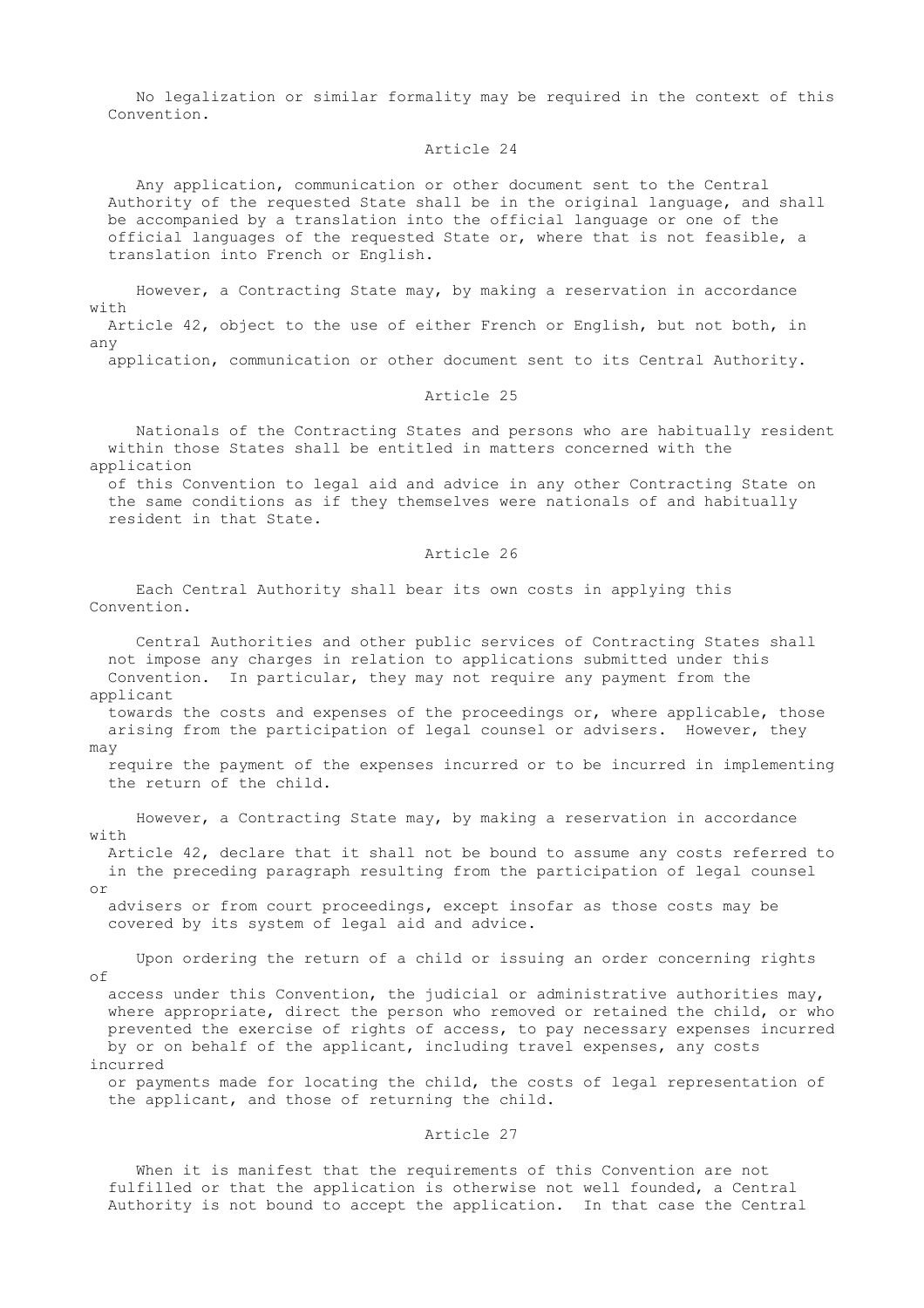No legalization or similar formality may be required in the context of this Convention.

## Article 24

Any application, communication or other document sent to the Central Authority of the requested State shall be in the original language, and shall be accompanied by a translation into the official language or one of the official languages of the requested State or, where that is not feasible, a translation into French or English.

However, a Contracting State may, by making a reservation in accordance with Article 42, object to the use of either French or English, but not both, in any application, communication or other document sent to its Central Authority.

## Article 25

Nationals of the Contracting States and persons who are habitually resident within those States shall be entitled in matters concerned with the application of this Convention to legal aid and advice in any other Contracting State on the same conditions as if they themselves were nationals of and habitually resident in that State.

## Article 26

Each Central Authority shall bear its own costs in applying this Convention.

Central Authorities and other public services of Contracting States shall not impose any charges in relation to applications submitted under this Convention. In particular, they may not require any payment from the applicant towards the costs and expenses of the proceedings or, where applicable, those arising from the participation of legal counsel or advisers. However, they may require the payment of the expenses incurred or to be incurred in implementing the return of the child.

However, a Contracting State may, by making a reservation in accordance with Article 42, declare that it shall not be bound to assume any costs referred to in the preceding paragraph resulting from the participation of legal counsel or advisers or from court proceedings, except insofar as those costs may be covered by its system of legal aid and advice.

Upon ordering the return of a child or issuing an order concerning rights of access under this Convention, the judicial or administrative authorities may, where appropriate, direct the person who removed or retained the child, or who prevented the exercise of rights of access, to pay necessary expenses incurred by or on behalf of the applicant, including travel expenses, any costs incurred or payments made for locating the child, the costs of legal representation of the applicant, and those of returning the child.

## Article 27

When it is manifest that the requirements of this Convention are not fulfilled or that the application is otherwise not well founded, a Central Authority is not bound to accept the application. In that case the Central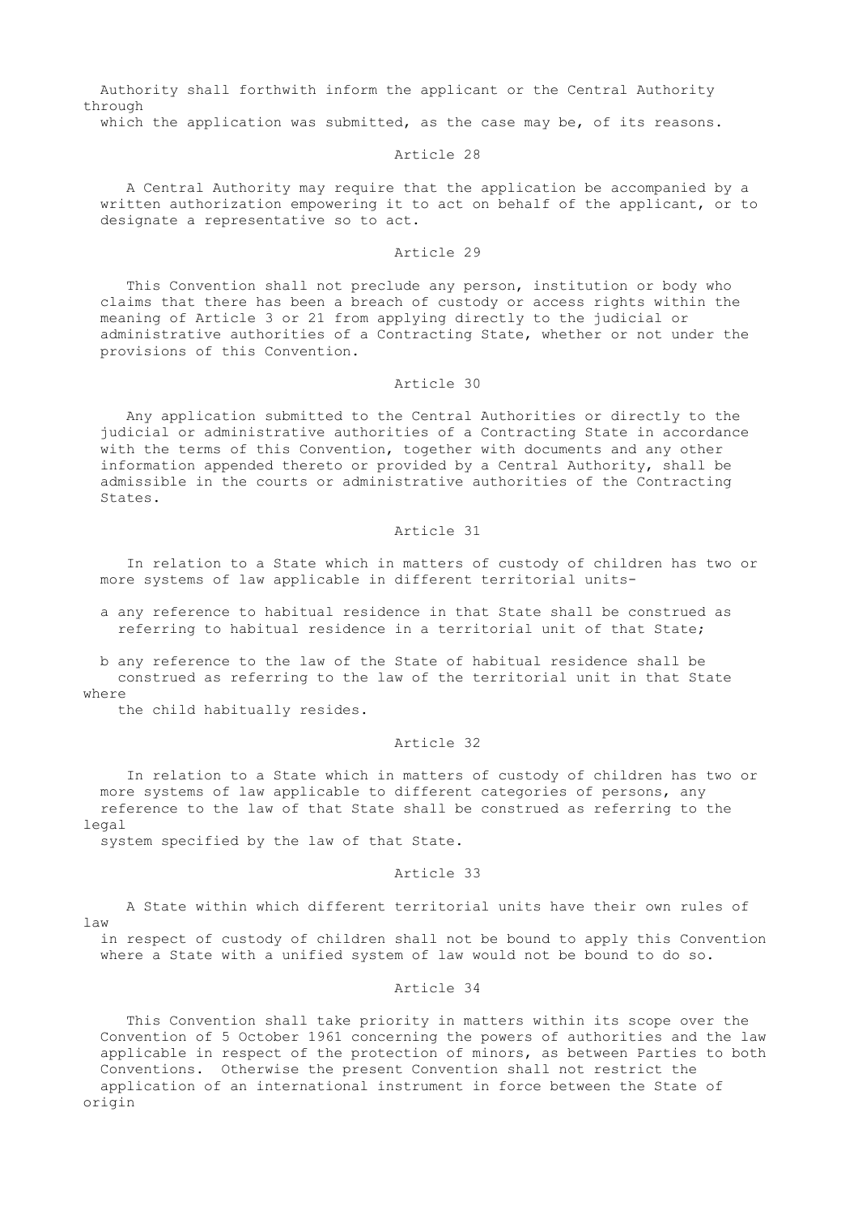Authority shall forthwith inform the applicant or the Central Authority through which the application was submitted, as the case may be, of its reasons.

## Article 28

A Central Authority may require that the application be accompanied by a written authorization empowering it to act on behalf of the applicant, or to designate a representative so to act.

## Article 29

This Convention shall not preclude any person, institution or body who claims that there has been a breach of custody or access rights within the meaning of Article 3 or 21 from applying directly to the judicial or administrative authorities of a Contracting State, whether or not under the provisions of this Convention.

## Article 30

Any application submitted to the Central Authorities or directly to the judicial or administrative authorities of a Contracting State in accordance with the terms of this Convention, together with documents and any other information appended thereto or provided by a Central Authority, shall be admissible in the courts or administrative authorities of the Contracting States.

## Article 31

In relation to a State which in matters of custody of children has two or more systems of law applicable in different territorial units-

a any reference to habitual residence in that State shall be construed as referring to habitual residence in a territorial unit of that State;

b any reference to the law of the State of habitual residence shall be construed as referring to the law of the territorial unit in that State where the child habitually resides.

## Article 32

In relation to a State which in matters of custody of children has two or more systems of law applicable to different categories of persons, any reference to the law of that State shall be construed as referring to the legal system specified by the law of that State.

## Article 33

A State within which different territorial units have their own rules of law in respect of custody of children shall not be bound to apply this Convention where a State with a unified system of law would not be bound to do so.

## Article 34

This Convention shall take priority in matters within its scope over the Convention of 5 October 1961 concerning the powers of authorities and the law applicable in respect of the protection of minors, as between Parties to both Conventions. Otherwise the present Convention shall not restrict the application of an international instrument in force between the State of origin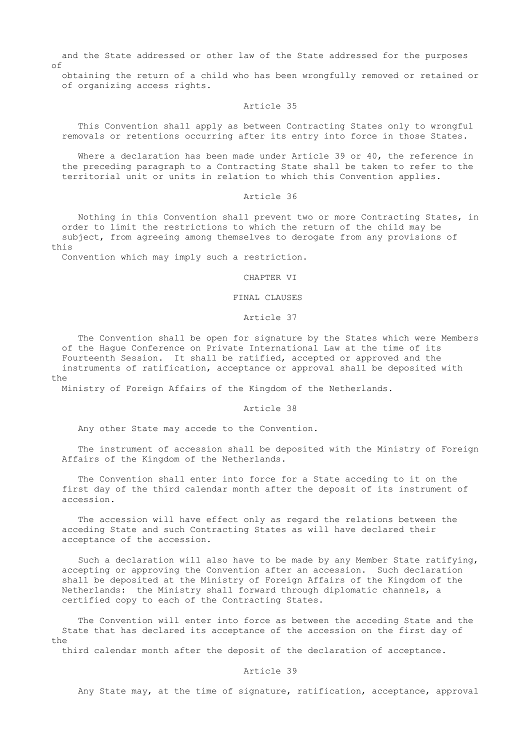and the State addressed or other law of the State addressed for the purposes of obtaining the return of a child who has been wrongfully removed or retained or of organizing access rights.

### Article 35

This Convention shall apply as between Contracting States only to wrongful removals or retentions occurring after its entry into force in those States.

Where a declaration has been made under Article 39 or 40, the reference in the preceding paragraph to a Contracting State shall be taken to refer to the territorial unit or units in relation to which this Convention applies.

### Article 36

Nothing in this Convention shall prevent two or more Contracting States, in order to limit the restrictions to which the return of the child may be subject, from agreeing among themselves to derogate from any provisions of this Convention which may imply such a restriction.

## CHAPTER VI

## FINAL CLAUSES

### Article 37

The Convention shall be open for signature by the States which were Members of the Hague Conference on Private International Law at the time of its Fourteenth Session. It shall be ratified, accepted or approved and the instruments of ratification, acceptance or approval shall be deposited with the Ministry of Foreign Affairs of the Kingdom of the Netherlands.

### Article 38

Any other State may accede to the Convention.

The instrument of accession shall be deposited with the Ministry of Foreign Affairs of the Kingdom of the Netherlands.

The Convention shall enter into force for a State acceding to it on the first day of the third calendar month after the deposit of its instrument of accession.

The accession will have effect only as regard the relations between the acceding State and such Contracting States as will have declared their acceptance of the accession.

Such a declaration will also have to be made by any Member State ratifying, accepting or approving the Convention after an accession. Such declaration shall be deposited at the Ministry of Foreign Affairs of the Kingdom of the Netherlands: the Ministry shall forward through diplomatic channels, a certified copy to each of the Contracting States.

The Convention will enter into force as between the acceding State and the State that has declared its acceptance of the accession on the first day of the third calendar month after the deposit of the declaration of acceptance.

### Article 39

Any State may, at the time of signature, ratification, acceptance, approval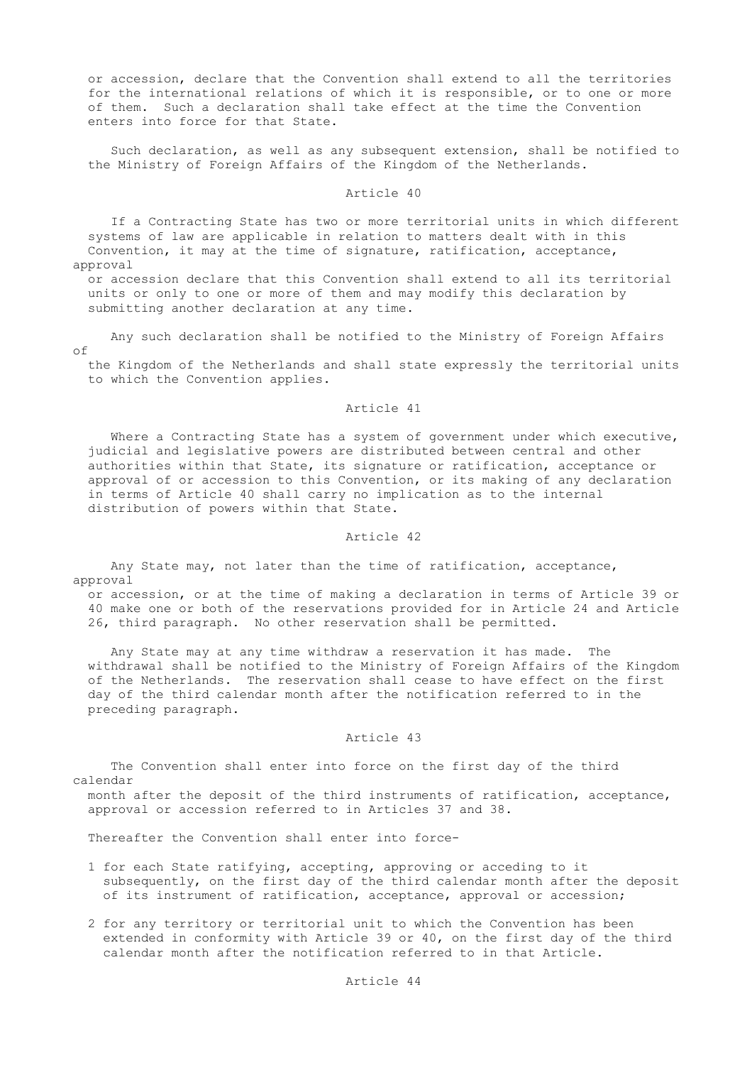or accession, declare that the Convention shall extend to all the territories for the international relations of which it is responsible, or to one or more of them. Such a declaration shall take effect at the time the Convention enters into force for that State.

Such declaration, as well as any subsequent extension, shall be notified to the Ministry of Foreign Affairs of the Kingdom of the Netherlands.

### Article 40

If a Contracting State has two or more territorial units in which different systems of law are applicable in relation to matters dealt with in this Convention, it may at the time of signature, ratification, acceptance, approval or accession declare that this Convention shall extend to all its territorial units or only to one or more of them and may modify this declaration by submitting another declaration at any time.

Any such declaration shall be notified to the Ministry of Foreign Affairs of the Kingdom of the Netherlands and shall state expressly the territorial units to which the Convention applies.

### Article 41

Where a Contracting State has a system of government under which executive, judicial and legislative powers are distributed between central and other authorities within that State, its signature or ratification, acceptance or approval of or accession to this Convention, or its making of any declaration in terms of Article 40 shall carry no implication as to the internal distribution of powers within that State.

### Article 42

Any State may, not later than the time of ratification, acceptance, approval or accession, or at the time of making a declaration in terms of Article 39 or 40 make one or both of the reservations provided for in Article 24 and Article 26, third paragraph. No other reservation shall be permitted.

Any State may at any time withdraw a reservation it has made. The withdrawal shall be notified to the Ministry of Foreign Affairs of the Kingdom of the Netherlands. The reservation shall cease to have effect on the first day of the third calendar month after the notification referred to in the preceding paragraph.

### Article 43

The Convention shall enter into force on the first day of the third calendar month after the deposit of the third instruments of ratification, acceptance, approval or accession referred to in Articles 37 and 38.

Thereafter the Convention shall enter into force-

1 for each State ratifying, accepting, approving or acceding to it subsequently, on the first day of the third calendar month after the deposit of its instrument of ratification, acceptance, approval or accession;

2 for any territory or territorial unit to which the Convention has been extended in conformity with Article 39 or 40, on the first day of the third calendar month after the notification referred to in that Article.

### Article 44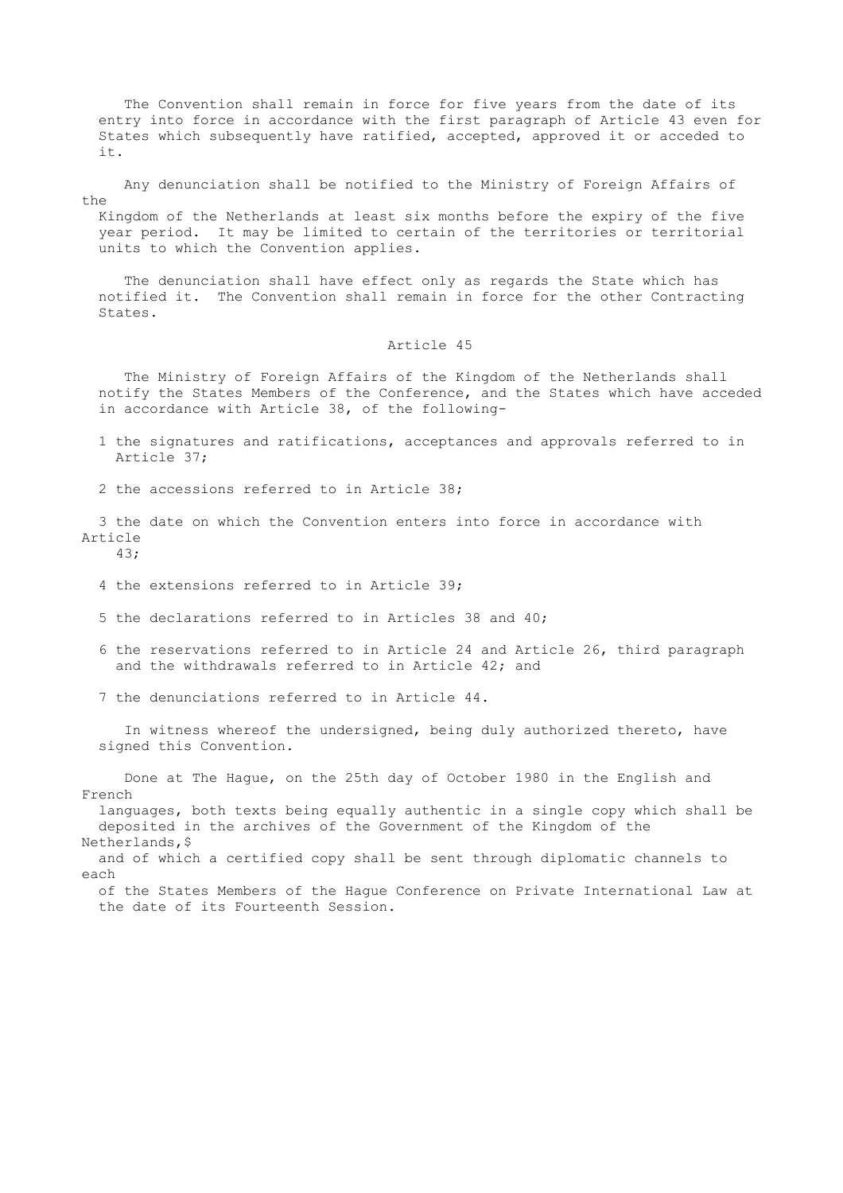The Convention shall remain in force for five years from the date of its entry into force in accordance with the first paragraph of Article 43 even for States which subsequently have ratified, accepted, approved it or acceded to it.

Any denunciation shall be notified to the Ministry of Foreign Affairs of the Kingdom of the Netherlands at least six months before the expiry of the five year period. It may be limited to certain of the territories or territorial units to which the Convention applies.

The denunciation shall have effect only as regards the State which has notified it. The Convention shall remain in force for the other Contracting States.

### Article 45

The Ministry of Foreign Affairs of the Kingdom of the Netherlands shall notify the States Members of the Conference, and the States which have acceded in accordance with Article 38, of the following-

1 the signatures and ratifications, acceptances and approvals referred to in Article 37;

2 the accessions referred to in Article 38;

3 the date on which the Convention enters into force in accordance with Article 43;

4 the extensions referred to in Article 39;

5 the declarations referred to in Articles 38 and 40;

6 the reservations referred to in Article 24 and Article 26, third paragraph and the withdrawals referred to in Article 42; and

7 the denunciations referred to in Article 44.

In witness whereof the undersigned, being duly authorized thereto, have signed this Convention.

Done at The Hague, on the 25th day of October 1980 in the English and French languages, both texts being equally authentic in a single copy which shall be deposited in the archives of the Government of the Kingdom of the Netherlands,$ and of which a certified copy shall be sent through diplomatic channels to each of the States Members of the Hague Conference on Private International Law at the date of its Fourteenth Session.